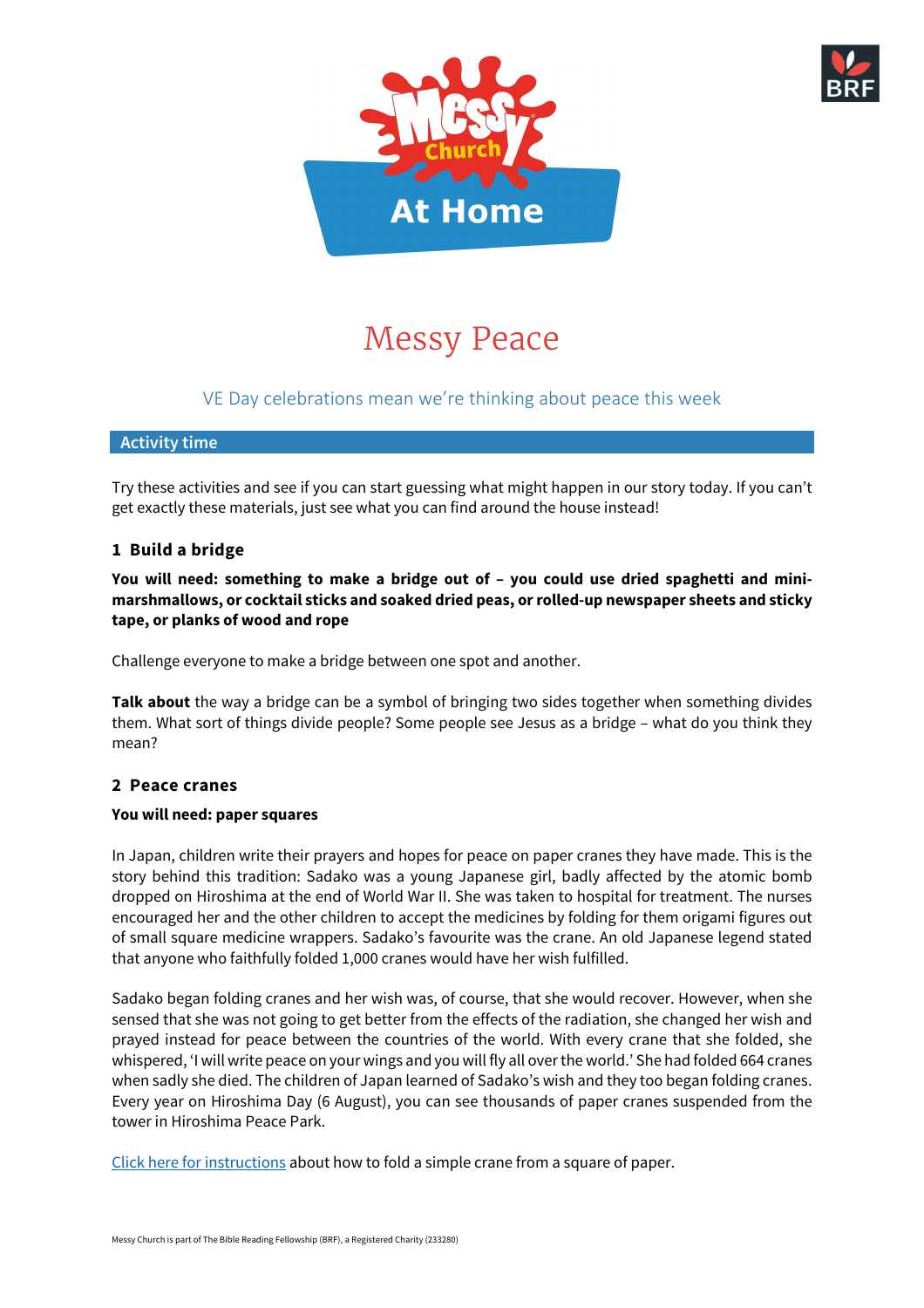# Messy Peace

VE Day celebrations mean we're thinking about peace this week

## Activity time

Try these activities and see if you can start guessing what might happen in our story today. If you can't get exactly these materials, just see what you can find around the house instead!

### 1 Build a bridge

**You will need: something to make a bridge out of – you could use dried spaghetti and mini-marshmallows, or cocktail sticks and soaked dried peas, or rolled-up newspaper sheets and sticky tape, or planks of wood and rope**

Challenge everyone to make a bridge between one spot and another.

**Talk about** the way a bridge can be a symbol of bringing two sides together when something divides them. What sort of things divide people? Some people see Jesus as a bridge – what do you think they mean?

### 2 Peace cranes

**You will need: paper squares**

In Japan, children write their prayers and hopes for peace on paper cranes they have made. This is the story behind this tradition: Sadako was a young Japanese girl, badly affected by the atomic bomb dropped on Hiroshima at the end of World War II. She was taken to hospital for treatment. The nurses encouraged her and the other children to accept the medicines by folding for them origami figures out of small square medicine wrappers. Sadako's favourite was the crane. An old Japanese legend stated that anyone who faithfully folded 1,000 cranes would have her wish fulfilled.

Sadako began folding cranes and her wish was, of course, that she would recover. However, when she sensed that she was not going to get better from the effects of the radiation, she changed her wish and prayed instead for peace between the countries of the world. With every crane that she folded, she whispered, 'I will write peace on your wings and you will fly all over the world.' She had folded 664 cranes when sadly she died. The children of Japan learned of Sadako's wish and they too began folding cranes. Every year on Hiroshima Day (6 August), you can see thousands of paper cranes suspended from the tower in Hiroshima Peace Park.

Click here for instructions about how to fold a simple crane from a square of paper.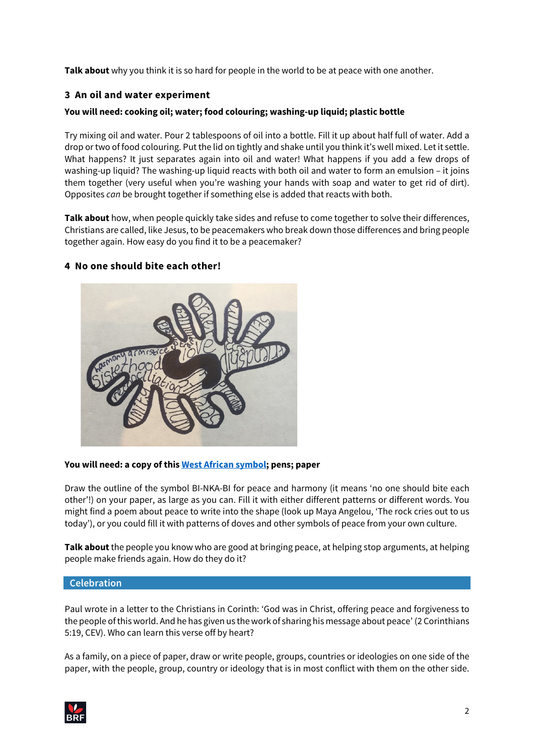**Talk about** why you think it is so hard for people in the world to be at peace with one another.

## 3 An oil and water experiment

**You will need: cooking oil; water; food colouring; washing-up liquid; plastic bottle**

Try mixing oil and water. Pour 2 tablespoons of oil into a bottle. Fill it up about half full of water. Add a drop or two of food colouring. Put the lid on tightly and shake until you think it's well mixed. Let it settle. What happens? It just separates again into oil and water! What happens if you add a few drops of washing-up liquid? The washing-up liquid reacts with both oil and water to form an emulsion – it joins them together (very useful when you're washing your hands with soap and water to get rid of dirt). Opposites *can* be brought together if something else is added that reacts with both.

**Talk about** how, when people quickly take sides and refuse to come together to solve their differences, Christians are called, like Jesus, to be peacemakers who break down those differences and bring people together again. How easy do you find it to be a peacemaker?

## 4 No one should bite each other!

**You will need: a copy of this West African symbol; pens; paper**

Draw the outline of the symbol BI-NKA-BI for peace and harmony (it means 'no one should bite each other'!) on your paper, as large as you can. Fill it with either different patterns or different words. You might find a poem about peace to write into the shape (look up Maya Angelou, 'The rock cries out to us today'), or you could fill it with patterns of doves and other symbols of peace from your own culture.

**Talk about** the people you know who are good at bringing peace, at helping stop arguments, at helping people make friends again. How do they do it?

## Celebration

Paul wrote in a letter to the Christians in Corinth: 'God was in Christ, offering peace and forgiveness to the people of this world. And he has given us the work of sharing his message about peace' (2 Corinthians 5:19, CEV). Who can learn this verse off by heart?

As a family, on a piece of paper, draw or write people, groups, countries or ideologies on one side of the paper, with the people, group, country or ideology that is in most conflict with them on the other side.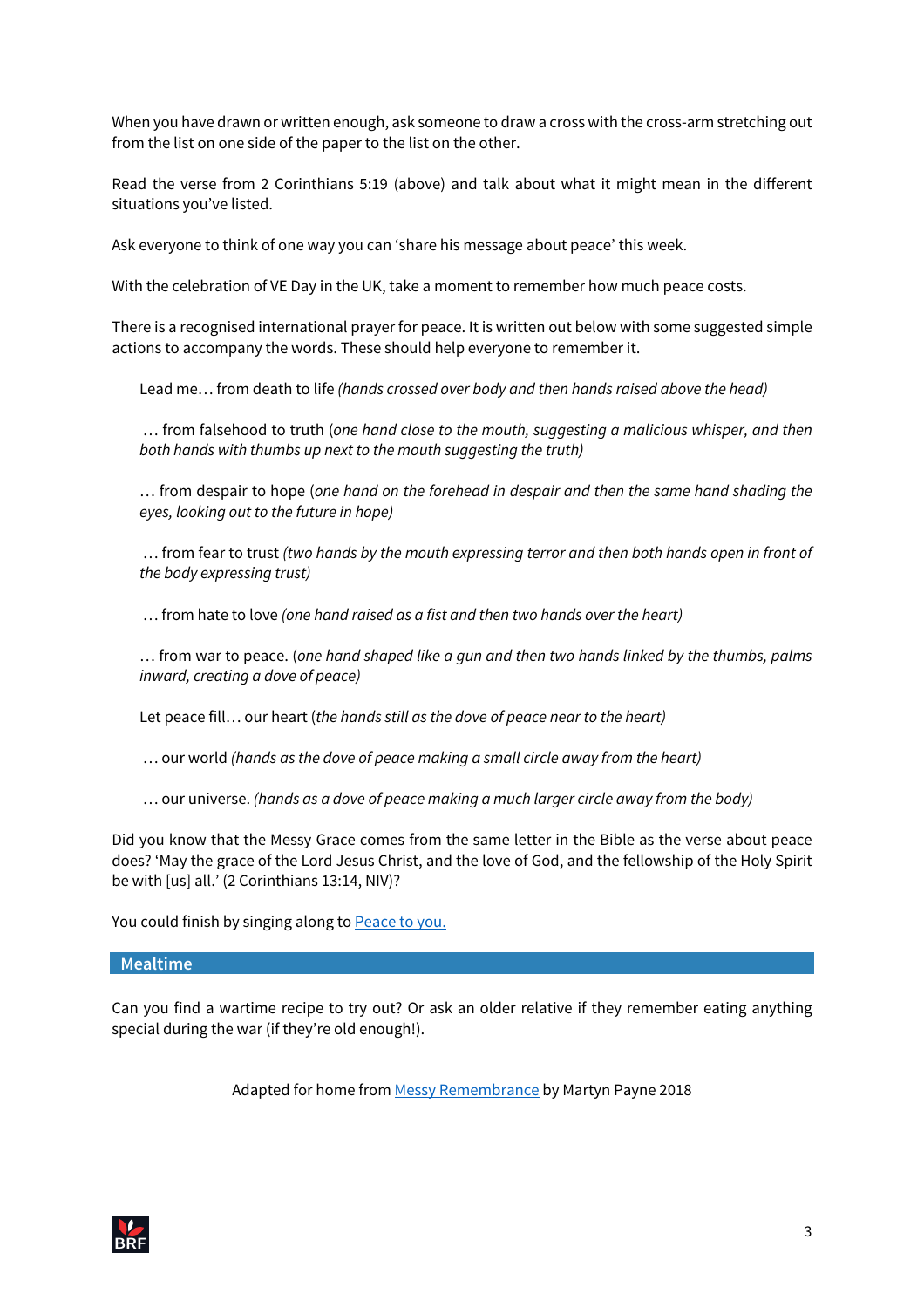When you have drawn or written enough, ask someone to draw a cross with the cross-arm stretching out from the list on one side of the paper to the list on the other.

Read the verse from 2 Corinthians 5:19 (above) and talk about what it might mean in the different situations you've listed.

Ask everyone to think of one way you can 'share his message about peace' this week.

With the celebration of VE Day in the UK, take a moment to remember how much peace costs.

There is a recognised international prayer for peace. It is written out below with some suggested simple actions to accompany the words. These should help everyone to remember it.

Lead me… from death to life *(hands crossed over body and then hands raised above the head)*

… from falsehood to truth (*one hand close to the mouth, suggesting a malicious whisper, and then both hands with thumbs up next to the mouth suggesting the truth)*

… from despair to hope (*one hand on the forehead in despair and then the same hand shading the eyes, looking out to the future in hope)*

… from fear to trust *(two hands by the mouth expressing terror and then both hands open in front of the body expressing trust)*

… from hate to love *(one hand raised as a fist and then two hands over the heart)*

… from war to peace. (*one hand shaped like a gun and then two hands linked by the thumbs, palms inward, creating a dove of peace)*

Let peace fill… our heart (*the hands still as the dove of peace near to the heart)*

… our world *(hands as the dove of peace making a small circle away from the heart)*

… our universe. *(hands as a dove of peace making a much larger circle away from the body)*

Did you know that the Messy Grace comes from the same letter in the Bible as the verse about peace does? 'May the grace of the Lord Jesus Christ, and the love of God, and the fellowship of the Holy Spirit be with [us] all.' (2 Corinthians 13:14, NIV)?

You could finish by singing along to [Peace to you.]()

## Mealtime

Can you find a wartime recipe to try out? Or ask an older relative if they remember eating anything special during the war (if they're old enough!).

Adapted for home from [Messy Remembrance]() by Martyn Payne 2018